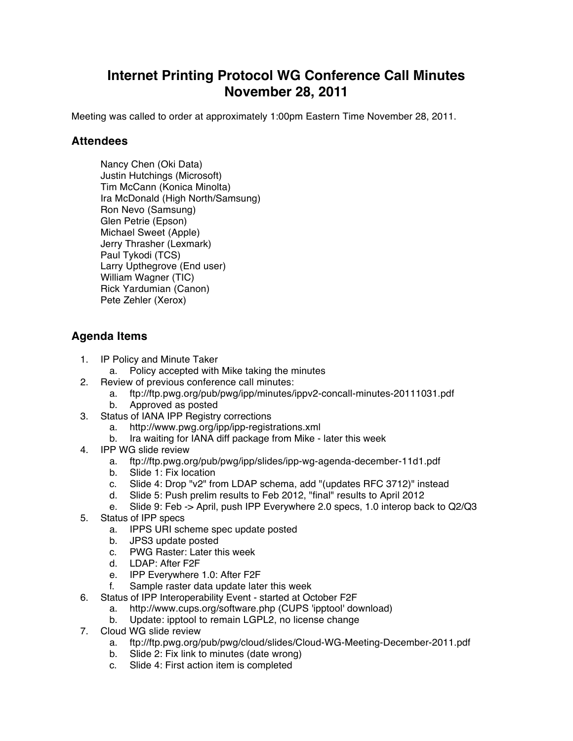# Internet Printing Protocol WG Conference Call Minutes
# November 28, 2011

Meeting was called to order at approximately 1:00pm Eastern Time November 28, 2011.

## Attendees

Nancy Chen (Oki Data)
Justin Hutchings (Microsoft)
Tim McCann (Konica Minolta)
Ira McDonald (High North/Samsung)
Ron Nevo (Samsung)
Glen Petrie (Epson)
Michael Sweet (Apple)
Jerry Thrasher (Lexmark)
Paul Tykodi (TCS)
Larry Upthegrove (End user)
William Wagner (TIC)
Rick Yardumian (Canon)
Pete Zehler (Xerox)

## Agenda Items

1. IP Policy and Minute Taker
   a. Policy accepted with Mike taking the minutes
2. Review of previous conference call minutes:
   a. ftp://ftp.pwg.org/pub/pwg/ipp/minutes/ippv2-concall-minutes-20111031.pdf
   b. Approved as posted
3. Status of IANA IPP Registry corrections
   a. http://www.pwg.org/ipp/ipp-registrations.xml
   b. Ira waiting for IANA diff package from Mike - later this week
4. IPP WG slide review
   a. ftp://ftp.pwg.org/pub/pwg/ipp/slides/ipp-wg-agenda-december-11d1.pdf
   b. Slide 1: Fix location
   c. Slide 4: Drop "v2" from LDAP schema, add "(updates RFC 3712)" instead
   d. Slide 5: Push prelim results to Feb 2012, "final" results to April 2012
   e. Slide 9: Feb -> April, push IPP Everywhere 2.0 specs, 1.0 interop back to Q2/Q3
5. Status of IPP specs
   a. IPPS URI scheme spec update posted
   b. JPS3 update posted
   c. PWG Raster: Later this week
   d. LDAP: After F2F
   e. IPP Everywhere 1.0: After F2F
   f. Sample raster data update later this week
6. Status of IPP Interoperability Event - started at October F2F
   a. http://www.cups.org/software.php (CUPS 'ipptool' download)
   b. Update: ipptool to remain LGPL2, no license change
7. Cloud WG slide review
   a. ftp://ftp.pwg.org/pub/pwg/cloud/slides/Cloud-WG-Meeting-December-2011.pdf
   b. Slide 2: Fix link to minutes (date wrong)
   c. Slide 4: First action item is completed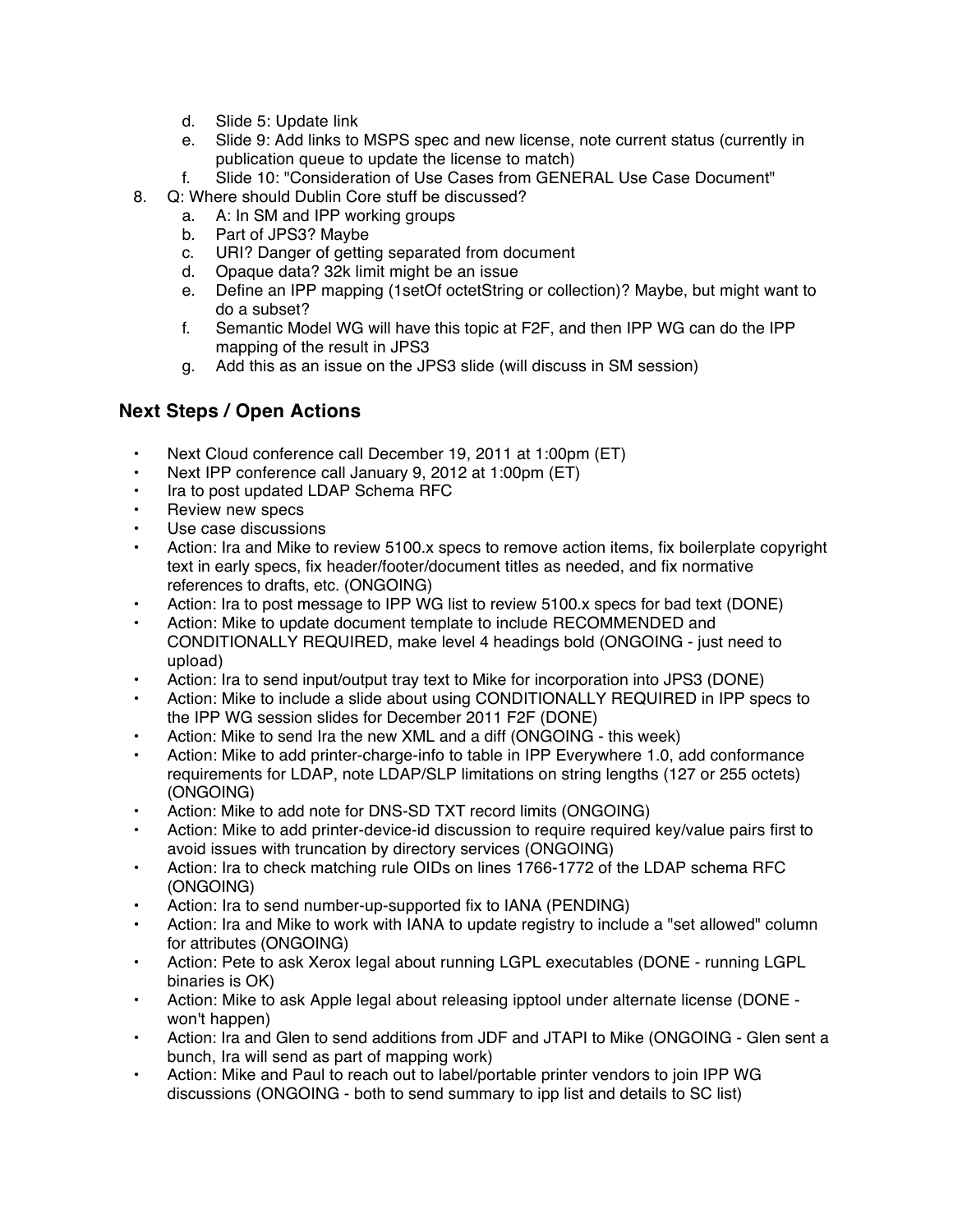d. Slide 5: Update link
   e. Slide 9: Add links to MSPS spec and new license, note current status (currently in publication queue to update the license to match)
   f. Slide 10: "Consideration of Use Cases from GENERAL Use Case Document"
8. Q: Where should Dublin Core stuff be discussed?
   a. A: In SM and IPP working groups
   b. Part of JPS3? Maybe
   c. URI? Danger of getting separated from document
   d. Opaque data? 32k limit might be an issue
   e. Define an IPP mapping (1setOf octetString or collection)? Maybe, but might want to do a subset?
   f. Semantic Model WG will have this topic at F2F, and then IPP WG can do the IPP mapping of the result in JPS3
   g. Add this as an issue on the JPS3 slide (will discuss in SM session)

## Next Steps / Open Actions

- Next Cloud conference call December 19, 2011 at 1:00pm (ET)
- Next IPP conference call January 9, 2012 at 1:00pm (ET)
- Ira to post updated LDAP Schema RFC
- Review new specs
- Use case discussions
- Action: Ira and Mike to review 5100.x specs to remove action items, fix boilerplate copyright text in early specs, fix header/footer/document titles as needed, and fix normative references to drafts, etc. (ONGOING)
- Action: Ira to post message to IPP WG list to review 5100.x specs for bad text (DONE)
- Action: Mike to update document template to include RECOMMENDED and CONDITIONALLY REQUIRED, make level 4 headings bold (ONGOING - just need to upload)
- Action: Ira to send input/output tray text to Mike for incorporation into JPS3 (DONE)
- Action: Mike to include a slide about using CONDITIONALLY REQUIRED in IPP specs to the IPP WG session slides for December 2011 F2F (DONE)
- Action: Mike to send Ira the new XML and a diff (ONGOING - this week)
- Action: Mike to add printer-charge-info to table in IPP Everywhere 1.0, add conformance requirements for LDAP, note LDAP/SLP limitations on string lengths (127 or 255 octets) (ONGOING)
- Action: Mike to add note for DNS-SD TXT record limits (ONGOING)
- Action: Mike to add printer-device-id discussion to require required key/value pairs first to avoid issues with truncation by directory services (ONGOING)
- Action: Ira to check matching rule OIDs on lines 1766-1772 of the LDAP schema RFC (ONGOING)
- Action: Ira to send number-up-supported fix to IANA (PENDING)
- Action: Ira and Mike to work with IANA to update registry to include a "set allowed" column for attributes (ONGOING)
- Action: Pete to ask Xerox legal about running LGPL executables (DONE - running LGPL binaries is OK)
- Action: Mike to ask Apple legal about releasing ipptool under alternate license (DONE - won't happen)
- Action: Ira and Glen to send additions from JDF and JTAPI to Mike (ONGOING - Glen sent a bunch, Ira will send as part of mapping work)
- Action: Mike and Paul to reach out to label/portable printer vendors to join IPP WG discussions (ONGOING - both to send summary to ipp list and details to SC list)